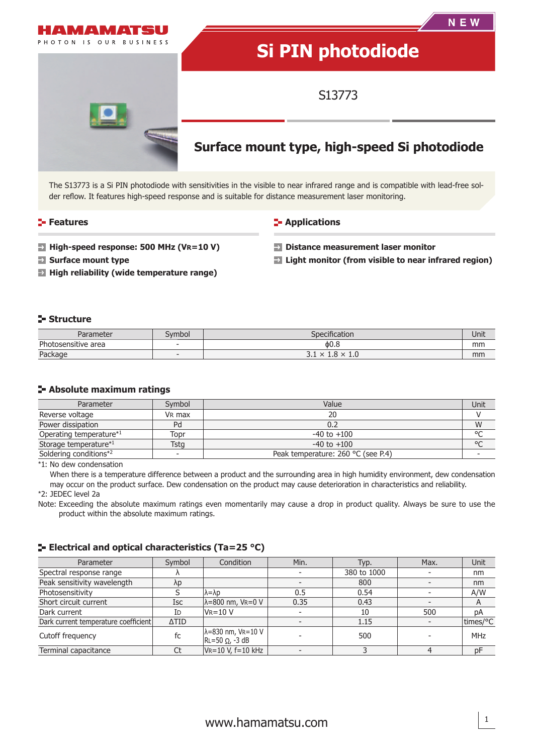HAMAMATSU

PHOTON IS OUR BUSINESS

NEW

# Si PIN photodiode

S13773

## Surface mount type, high-speed Si photodiode

The S13773 is a Si PIN photodiode with sensitivities in the visible to near infrared range and is compatible with lead-free solder reflow. It features high-speed response and is suitable for distance measurement laser monitoring.

### Features

- **High-speed response: 500 MHz ($V_R$=10 V)**
- **Surface mount type**
- **High reliability (wide temperature range)**

### Applications

- **Distance measurement laser monitor**
- **Light monitor (from visible to near infrared region)**

### Structure

| Parameter | Symbol | Specification | Unit |
|---|---|---|---|
| Photosensitive area | - | ϕ0.8 | mm |
| Package | - | 3.1 × 1.8 × 1.0 | mm |

### Absolute maximum ratings

| Parameter | Symbol | Value | Unit |
|---|---|---|---|
| Reverse voltage | $V_R$ max | 20 | V |
| Power dissipation | Pd | 0.2 | W |
| Operating temperature*1 | Topr | -40 to +100 | °C |
| Storage temperature*1 | Tstg | -40 to +100 | °C |
| Soldering conditions*2 | - | Peak temperature: 260 °C (see P.4) | - |

*1: No dew condensation

When there is a temperature difference between a product and the surrounding area in high humidity environment, dew condensation may occur on the product surface. Dew condensation on the product may cause deterioration in characteristics and reliability.

*2: JEDEC level 2a

Note: Exceeding the absolute maximum ratings even momentarily may cause a drop in product quality. Always be sure to use the product within the absolute maximum ratings.

### Electrical and optical characteristics (Ta=25 °C)

| Parameter | Symbol | Condition | Min. | Typ. | Max. | Unit |
|---|---|---|---|---|---|---|
| Spectral response range | λ | | - | 380 to 1000 | - | nm |
| Peak sensitivity wavelength | λp | | - | 800 | - | nm |
| Photosensitivity | S | λ=λp | 0.5 | 0.54 | - | A/W |
| Short circuit current | Isc | λ=800 nm, $V_R$=0 V | 0.35 | 0.43 | - | A |
| Dark current | $I_D$ | $V_R$=10 V | - | 10 | 500 | pA |
| Dark current temperature coefficient | ΔTID | | - | 1.15 | - | times/°C |
| Cutoff frequency | fc | λ=830 nm, $V_R$=10 V $R_L$=50 Ω, -3 dB | - | 500 | - | MHz |
| Terminal capacitance | Ct | $V_R$=10 V, f=10 kHz | - | 3 | 4 | pF |

www.hamamatsu.com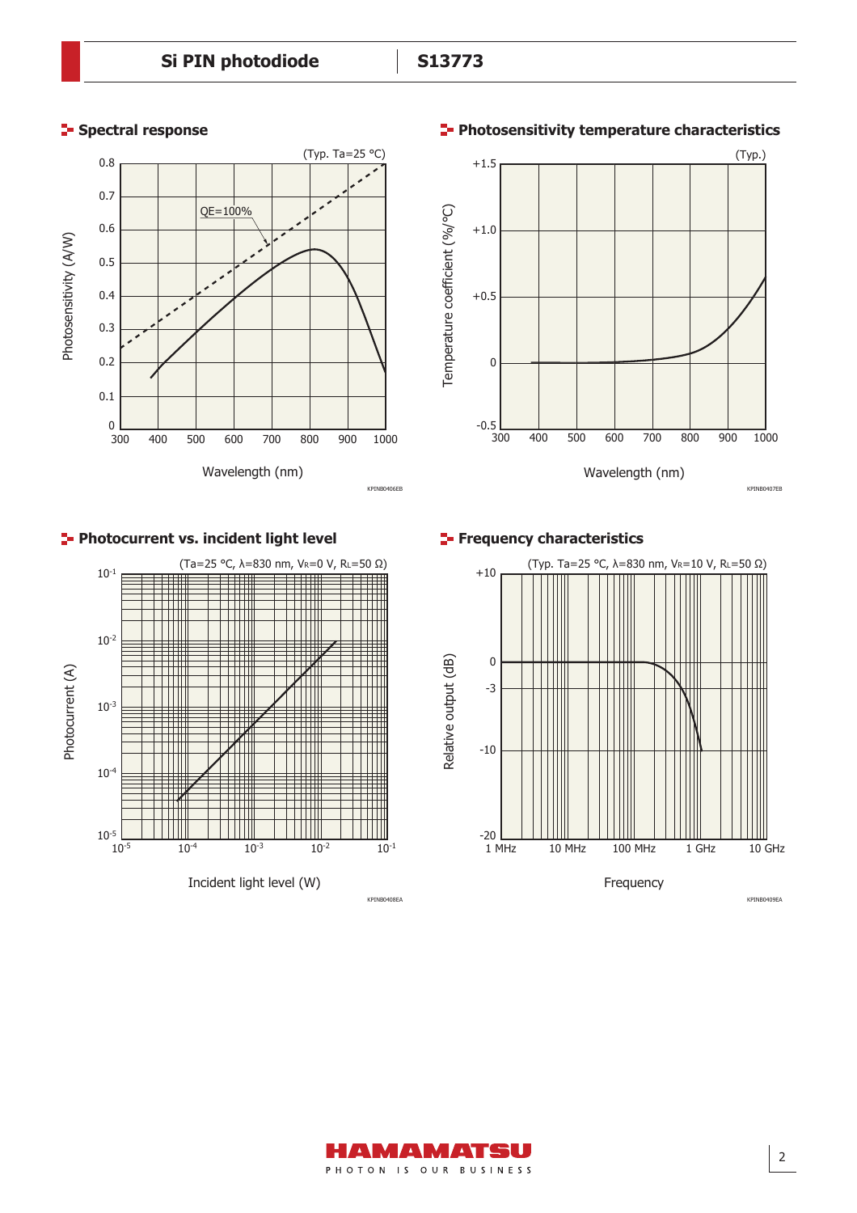## Spectral response

(Typ. Ta=25 °C)

QE=100%

Photosensitivity (A/W)

Wavelength (nm)

KPINB0406EB

## Photosensitivity temperature characteristics

(Typ.)

Temperature coefficient (%/°C)

Wavelength (nm)

KPINB0407EB

## Photocurrent vs. incident light level

(Ta=25 °C, λ=830 nm, $V_R$=0 V, $R_L$=50 Ω)

Photocurrent (A)

Incident light level (W)

KPINB0408EA

## Frequency characteristics

(Typ. Ta=25 °C, λ=830 nm, $V_R$=10 V, $R_L$=50 Ω)

Relative output (dB)

Frequency

KPINB0409EA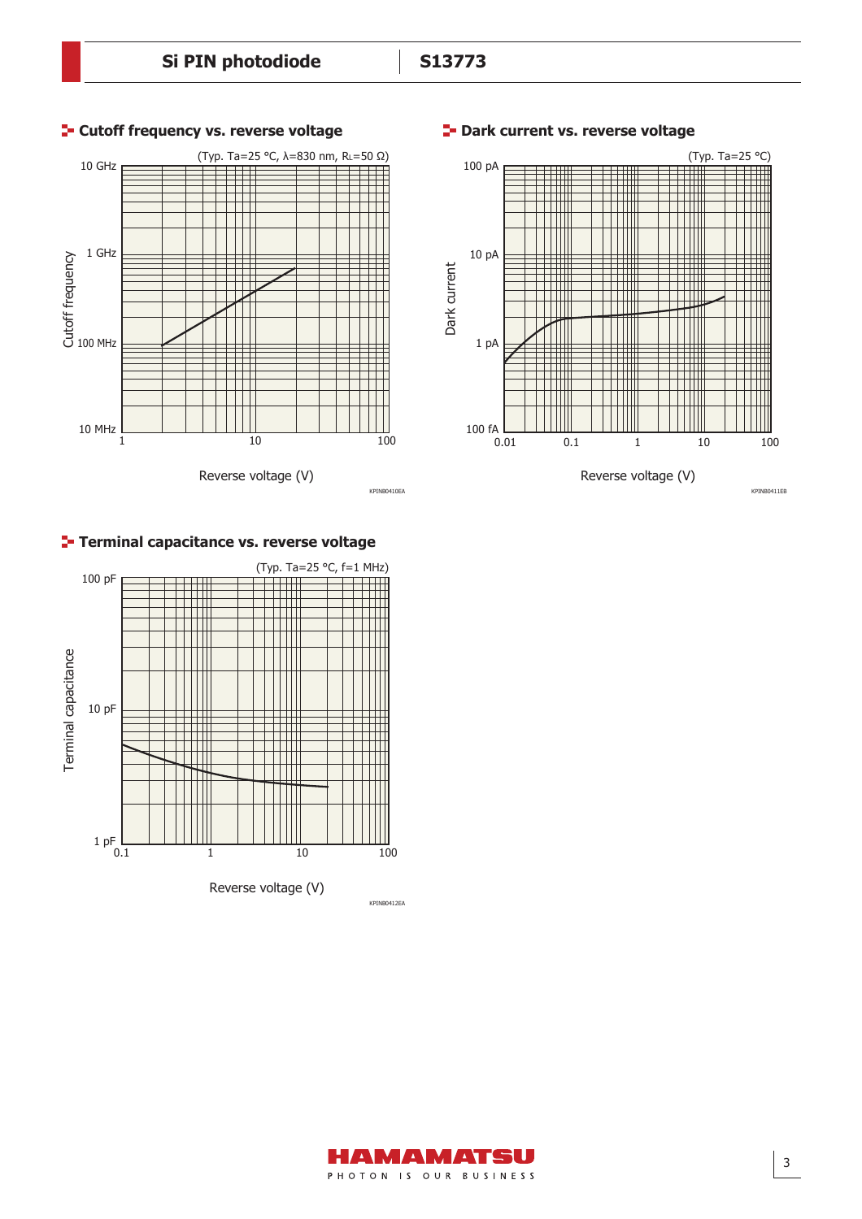## Cutoff frequency vs. reverse voltage

(Typ. Ta=25 °C, λ=830 nm, $R_L$=50 Ω)

Cutoff frequency: 10 MHz, 100 MHz, 1 GHz, 10 GHz

Reverse voltage (V): 1, 10, 100

KPINB0410EA

## Dark current vs. reverse voltage

(Typ. Ta=25 °C)

Dark current: 100 fA, 1 pA, 10 pA, 100 pA

Reverse voltage (V): 0.01, 0.1, 1, 10, 100

KPINB0411EB

## Terminal capacitance vs. reverse voltage

(Typ. Ta=25 °C, f=1 MHz)

Terminal capacitance: 1 pF, 10 pF, 100 pF

Reverse voltage (V): 0.1, 1, 10, 100

KPINB0412EA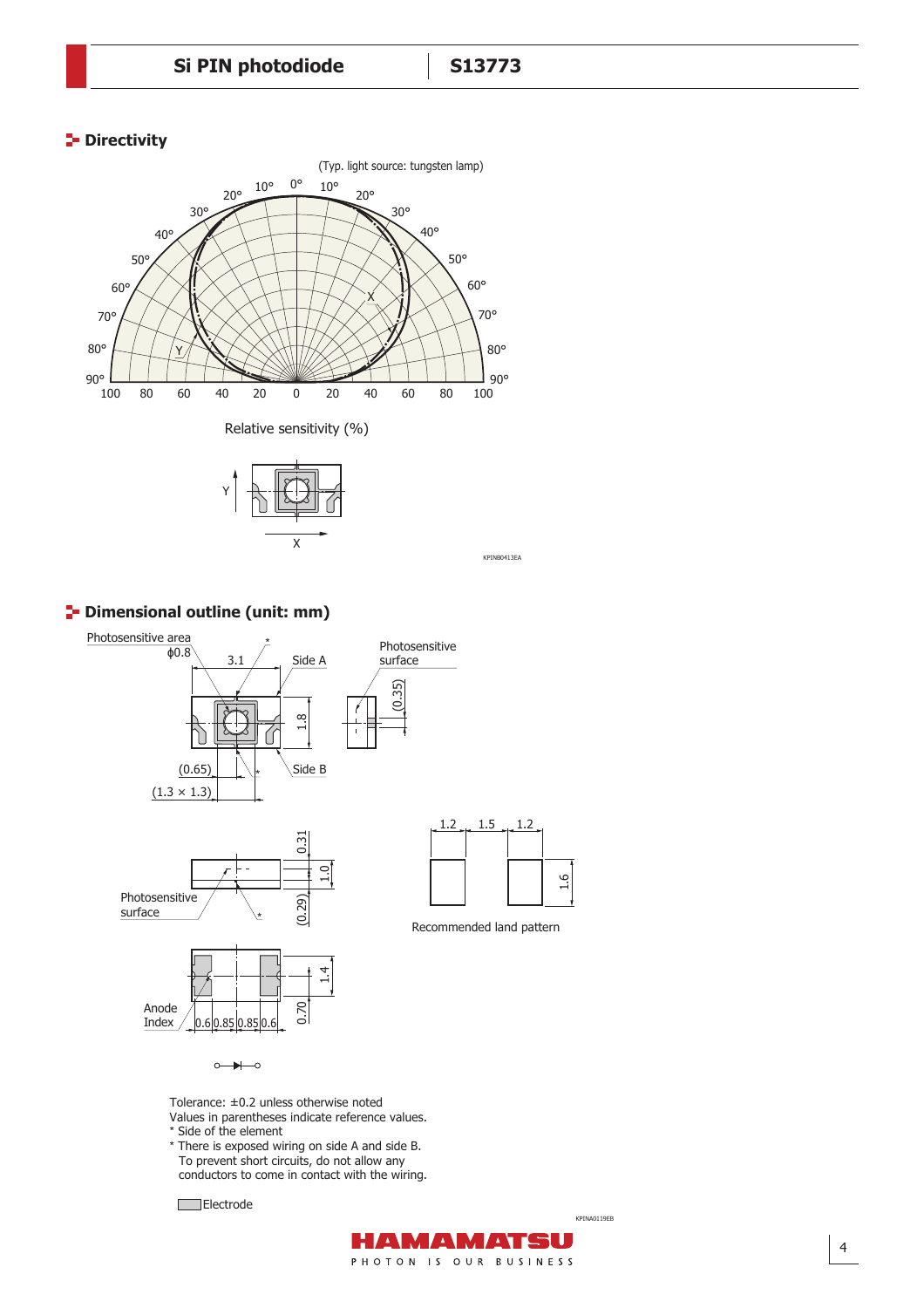## Directivity

(Typ. light source: tungsten lamp)

Relative sensitivity (%)

KPINB0413EA

## Dimensional outline (unit: mm)

Recommended land pattern

Tolerance: ±0.2 unless otherwise noted
Values in parentheses indicate reference values.
* Side of the element
* There is exposed wiring on side A and side B.
  To prevent short circuits, do not allow any conductors to come in contact with the wiring.

Electrode

KPINA0119EB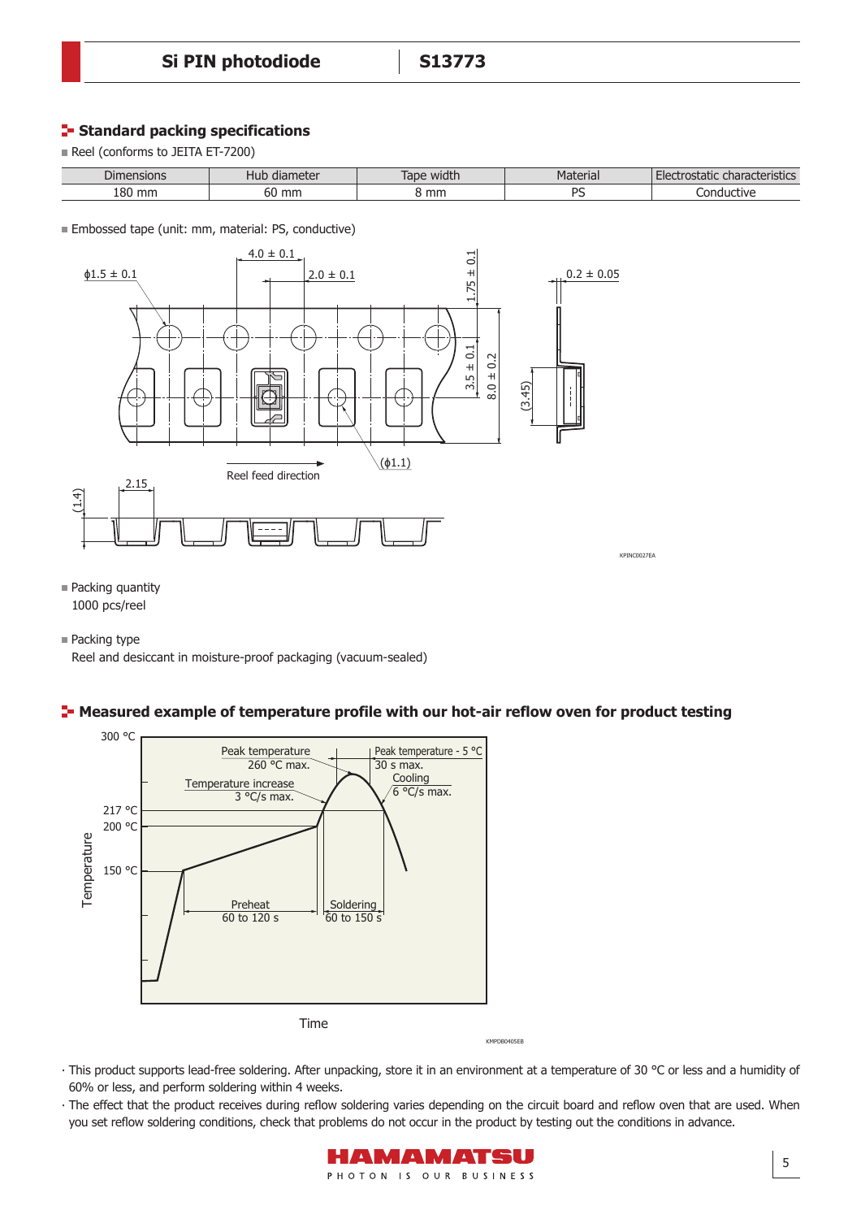## Standard packing specifications

- Reel (conforms to JEITA ET-7200)

| Dimensions | Hub diameter | Tape width | Material | Electrostatic characteristics |
|---|---|---|---|---|
| 180 mm | 60 mm | 8 mm | PS | Conductive |

- Embossed tape (unit: mm, material: PS, conductive)

KPINC0027EA

- Packing quantity
  1000 pcs/reel

- Packing type
  Reel and desiccant in moisture-proof packaging (vacuum-sealed)

## Measured example of temperature profile with our hot-air reflow oven for product testing

KMPDB0405EB

· This product supports lead-free soldering. After unpacking, store it in an environment at a temperature of 30 °C or less and a humidity of 60% or less, and perform soldering within 4 weeks.

· The effect that the product receives during reflow soldering varies depending on the circuit board and reflow oven that are used. When you set reflow soldering conditions, check that problems do not occur in the product by testing out the conditions in advance.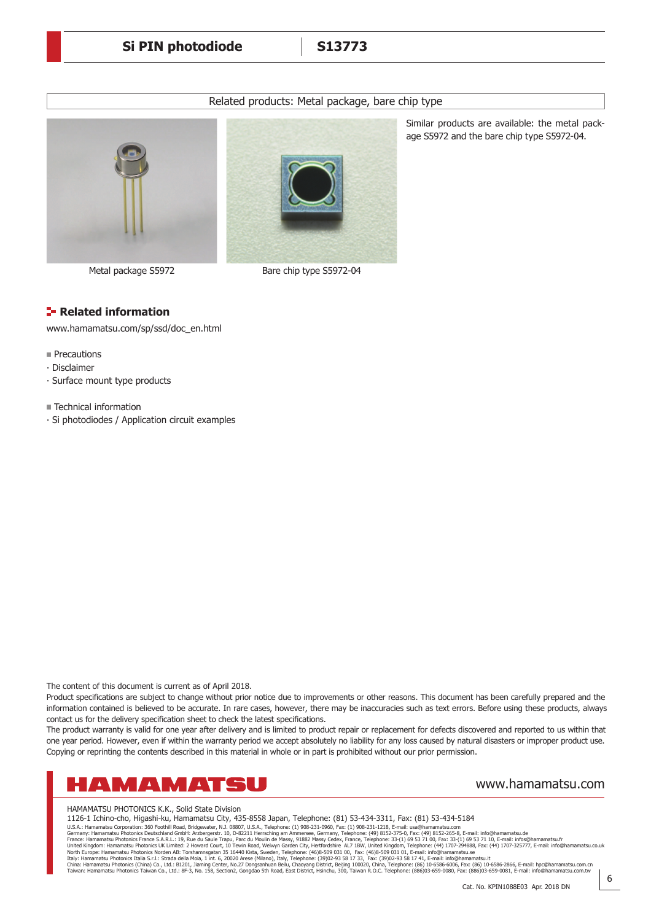## Related products: Metal package, bare chip type

Metal package S5972

Bare chip type S5972-04

Similar products are available: the metal package S5972 and the bare chip type S5972-04.

## Related information

www.hamamatsu.com/sp/ssd/doc_en.html

- Precautions
  - · Disclaimer
  - · Surface mount type products
- Technical information
  - · Si photodiodes / Application circuit examples

The content of this document is current as of April 2018.

Product specifications are subject to change without prior notice due to improvements or other reasons. This document has been carefully prepared and the information contained is believed to be accurate. In rare cases, however, there may be inaccuracies such as text errors. Before using these products, always contact us for the delivery specification sheet to check the latest specifications.

The product warranty is valid for one year after delivery and is limited to product repair or replacement for defects discovered and reported to us within that one year period. However, even if within the warranty period we accept absolutely no liability for any loss caused by natural disasters or improper product use. Copying or reprinting the contents described in this material in whole or in part is prohibited without our prior permission.

**HAMAMATSU**

www.hamamatsu.com

HAMAMATSU PHOTONICS K.K., Solid State Division
1126-1 Ichino-cho, Higashi-ku, Hamamatsu City, 435-8558 Japan, Telephone: (81) 53-434-3311, Fax: (81) 53-434-5184
U.S.A.: Hamamatsu Corporation: 360 Foothill Road, Bridgewater, N.J. 08807, U.S.A., Telephone: (1) 908-231-0960, Fax: (1) 908-231-1218, E-mail: usa@hamamatsu.com
Germany: Hamamatsu Photonics Deutschland GmbH: Arzbergerstr. 10, D-82211 Herrsching am Ammersee, Germany, Telephone: (49) 8152-375-0, Fax: (49) 8152-265-8, E-mail: info@hamamatsu.de
France: Hamamatsu Photonics France S.A.R.L.: 19, Rue du Saule Trapu, Parc du Moulin de Massy, 91882 Massy Cedex, France, Telephone: 33-(1) 69 53 71 00, Fax: 33-(1) 69 53 71 10, E-mail: infos@hamamatsu.fr
United Kingdom: Hamamatsu Photonics UK Limited: 2 Howard Court, 10 Tewin Road, Welwyn Garden City, Hertfordshire AL7 1BW, United Kingdom, Telephone: (44) 1707-294888, Fax: (44) 1707-325777, E-mail: info@hamamatsu.co.uk
North Europe: Hamamatsu Photonics Norden AB: Torshamnsgatan 35 16440 Kista, Sweden, Telephone: (46)8-509 031 00, Fax: (46)8-509 031 01, E-mail: info@hamamatsu.se
Italy: Hamamatsu Photonics Italia S.r.l.: Strada della Moia, 1 int. 6, 20020 Arese (Milano), Italy, Telephone: (39)02-93 58 17 33, Fax: (39)02-93 58 17 41, E-mail: info@hamamatsu.it
China: Hamamatsu Photonics (China) Co., Ltd.: B1201, Jiaming Center, No.27 Dongsanhuan Beilu, Chaoyang District, Beijing 100020, China, Telephone: (86) 10-6586-6006, Fax: (86) 10-6586-2866, E-mail: hpc@hamamatsu.com.cn
Taiwan: Hamamatsu Photonics Taiwan Co., Ltd.: 8F-3, No. 158, Section2, Gongdao 5th Road, East District, Hsinchu, 300, Taiwan R.O.C. Telephone: (886)03-659-0080, Fax: (886)03-659-0081, E-mail: info@hamamatsu.com.tw

Cat. No. KPIN1088E03 Apr. 2018 DN